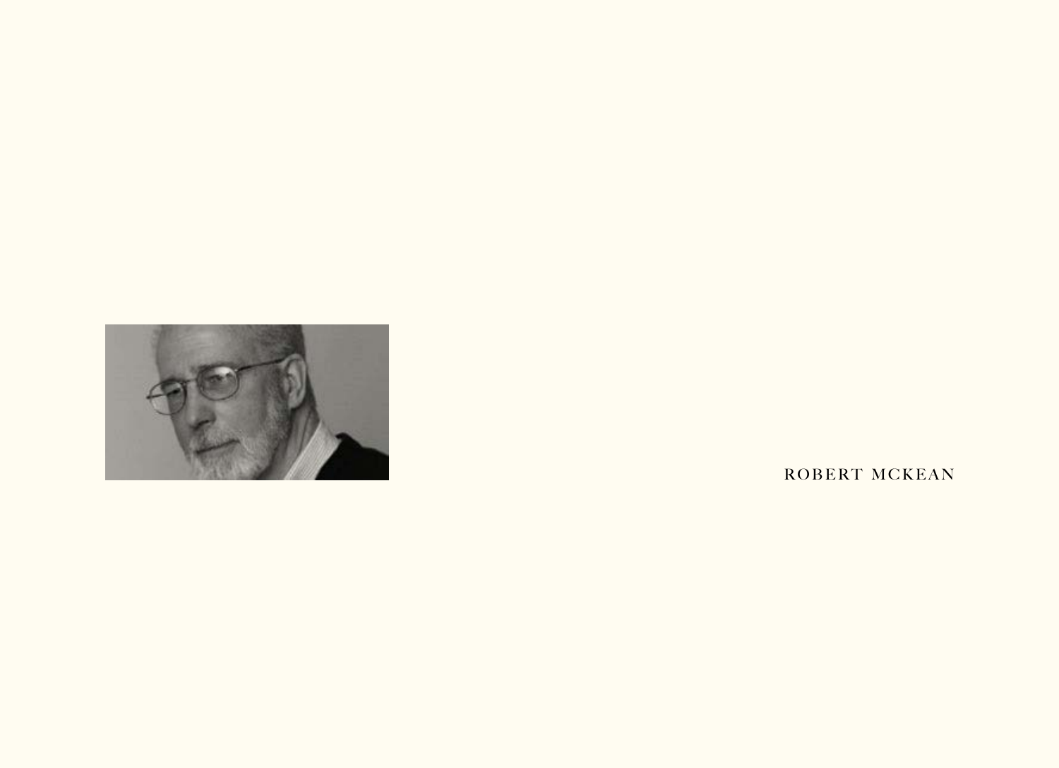ROBERT MCKEAN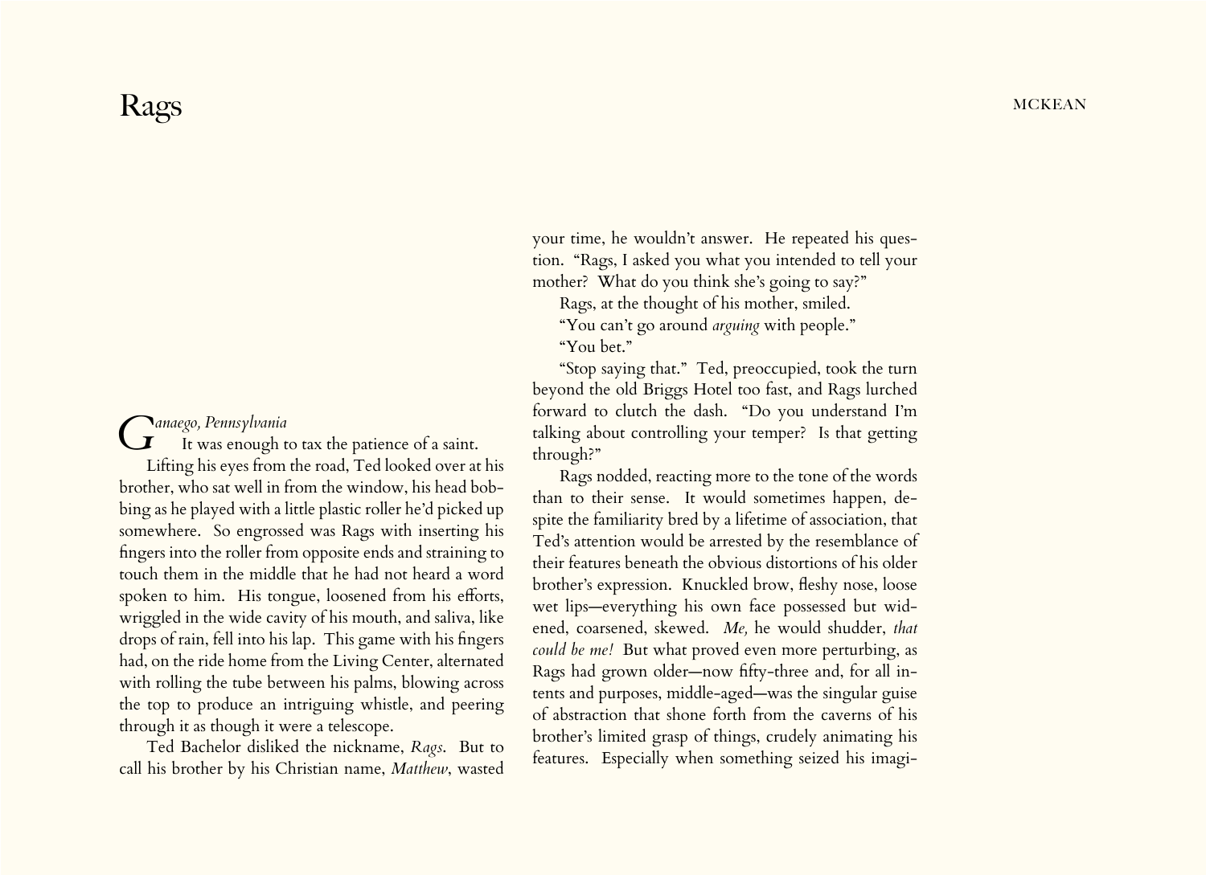# Rags

*Ganaego, Pennsylvania*

It was enough to tax the patience of a saint.

Lifting his eyes from the road, Ted looked over at his brother, who sat well in from the window, his head bobbing as he played with a little plastic roller he'd picked up somewhere. So engrossed was Rags with inserting his fingers into the roller from opposite ends and straining to touch them in the middle that he had not heard a word spoken to him. His tongue, loosened from his efforts, wriggled in the wide cavity of his mouth, and saliva, like drops of rain, fell into his lap. This game with his fingers had, on the ride home from the Living Center, alternated with rolling the tube between his palms, blowing across the top to produce an intriguing whistle, and peering through it as though it were a telescope.

Ted Bachelor disliked the nickname, *Rags*. But to call his brother by his Christian name, *Matthew*, wasted your time, he wouldn't answer. He repeated his question. "Rags, I asked you what you intended to tell your mother? What do you think she's going to say?"

Rags, at the thought of his mother, smiled.

"You can't go around *arguing* with people."

"You bet."

"Stop saying that." Ted, preoccupied, took the turn beyond the old Briggs Hotel too fast, and Rags lurched forward to clutch the dash. "Do you understand I'm talking about controlling your temper? Is that getting through?"

Rags nodded, reacting more to the tone of the words than to their sense. It would sometimes happen, despite the familiarity bred by a lifetime of association, that Ted's attention would be arrested by the resemblance of their features beneath the obvious distortions of his older brother's expression. Knuckled brow, fleshy nose, loose wet lips—everything his own face possessed but widened, coarsened, skewed. *Me,* he would shudder, *that could be me!* But what proved even more perturbing, as Rags had grown older—now fifty-three and, for all intents and purposes, middle-aged—was the singular guise of abstraction that shone forth from the caverns of his brother's limited grasp of things, crudely animating his features. Especially when something seized his imagi-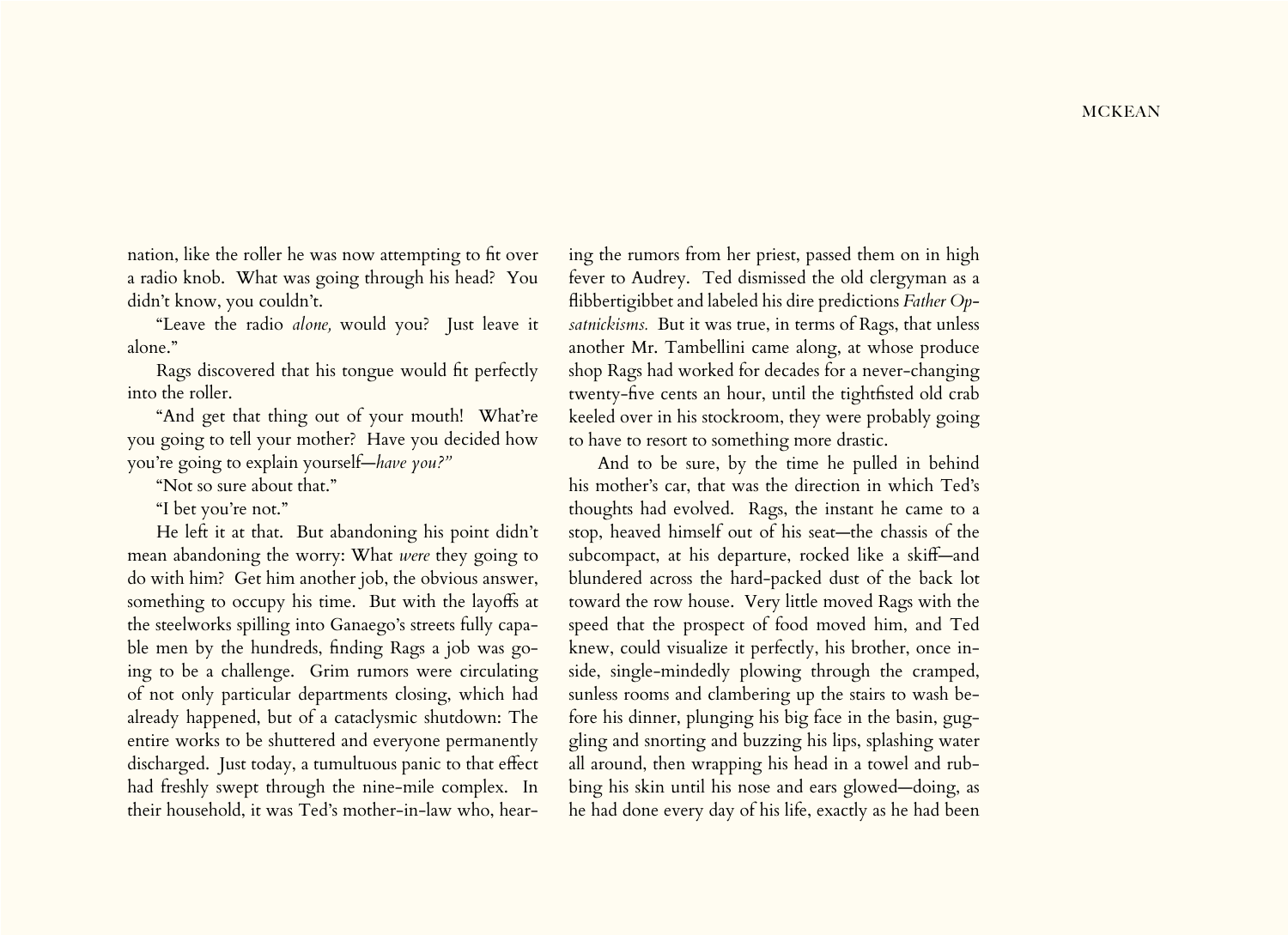nation, like the roller he was now attempting to fit over a radio knob. What was going through his head? You didn't know, you couldn't.

"Leave the radio *alone,* would you? Just leave it alone."

Rags discovered that his tongue would fit perfectly into the roller.

"And get that thing out of your mouth! What're you going to tell your mother? Have you decided how you're going to explain yourself—*have you?"*

"Not so sure about that."

"I bet you're not."

He left it at that. But abandoning his point didn't mean abandoning the worry: What *were* they going to do with him? Get him another job, the obvious answer, something to occupy his time. But with the layoffs at the steelworks spilling into Ganaego's streets fully capable men by the hundreds, finding Rags a job was going to be a challenge. Grim rumors were circulating of not only particular departments closing, which had already happened, but of a cataclysmic shutdown: The entire works to be shuttered and everyone permanently discharged. Just today, a tumultuous panic to that effect had freshly swept through the nine-mile complex. In their household, it was Ted's mother-in-law who, hearing the rumors from her priest, passed them on in high fever to Audrey. Ted dismissed the old clergyman as a flibbertigibbet and labeled his dire predictions *Father Opsatnickisms.* But it was true, in terms of Rags, that unless another Mr. Tambellini came along, at whose produce shop Rags had worked for decades for a never-changing twenty-five cents an hour, until the tightfisted old crab keeled over in his stockroom, they were probably going to have to resort to something more drastic.

And to be sure, by the time he pulled in behind his mother's car, that was the direction in which Ted's thoughts had evolved. Rags, the instant he came to a stop, heaved himself out of his seat—the chassis of the subcompact, at his departure, rocked like a skiff—and blundered across the hard-packed dust of the back lot toward the row house. Very little moved Rags with the speed that the prospect of food moved him, and Ted knew, could visualize it perfectly, his brother, once inside, single-mindedly plowing through the cramped, sunless rooms and clambering up the stairs to wash before his dinner, plunging his big face in the basin, guggling and snorting and buzzing his lips, splashing water all around, then wrapping his head in a towel and rubbing his skin until his nose and ears glowed—doing, as he had done every day of his life, exactly as he had been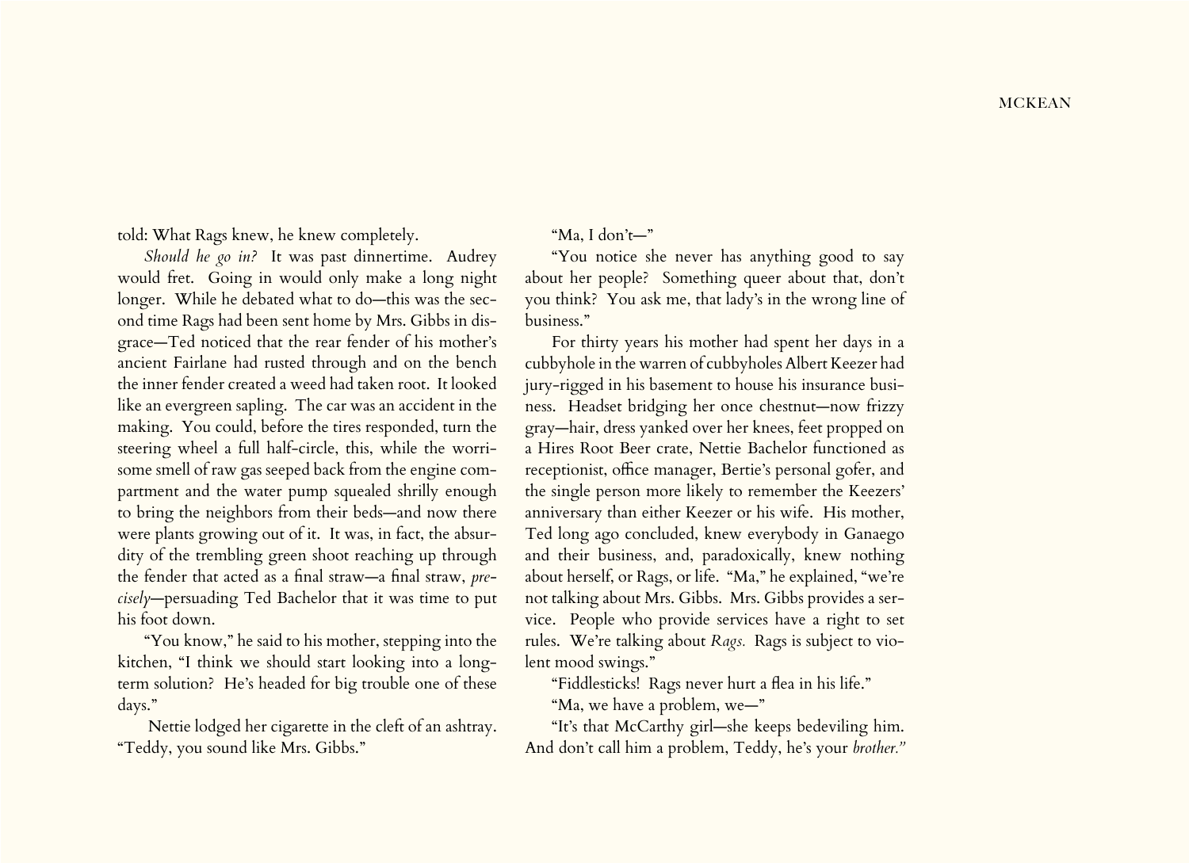told: What Rags knew, he knew completely.

*Should he go in?* It was past dinnertime. Audrey would fret. Going in would only make a long night longer. While he debated what to do—this was the second time Rags had been sent home by Mrs. Gibbs in disgrace—Ted noticed that the rear fender of his mother's ancient Fairlane had rusted through and on the bench the inner fender created a weed had taken root. It looked like an evergreen sapling. The car was an accident in the making. You could, before the tires responded, turn the steering wheel a full half-circle, this, while the worrisome smell of raw gas seeped back from the engine compartment and the water pump squealed shrilly enough to bring the neighbors from their beds—and now there were plants growing out of it. It was, in fact, the absurdity of the trembling green shoot reaching up through the fender that acted as a final straw—a final straw, *precisely*—persuading Ted Bachelor that it was time to put his foot down.

"You know," he said to his mother, stepping into the kitchen, "I think we should start looking into a long-term solution? He's headed for big trouble one of these days."

Nettie lodged her cigarette in the cleft of an ashtray. "Teddy, you sound like Mrs. Gibbs."

"Ma, I don't—"

"You notice she never has anything good to say about her people? Something queer about that, don't you think? You ask me, that lady's in the wrong line of business."

For thirty years his mother had spent her days in a cubbyhole in the warren of cubbyholes Albert Keezer had jury-rigged in his basement to house his insurance business. Headset bridging her once chestnut—now frizzy gray—hair, dress yanked over her knees, feet propped on a Hires Root Beer crate, Nettie Bachelor functioned as receptionist, office manager, Bertie's personal gofer, and the single person more likely to remember the Keezers' anniversary than either Keezer or his wife. His mother, Ted long ago concluded, knew everybody in Ganaego and their business, and, paradoxically, knew nothing about herself, or Rags, or life. "Ma," he explained, "we're not talking about Mrs. Gibbs. Mrs. Gibbs provides a service. People who provide services have a right to set rules. We're talking about *Rags.* Rags is subject to violent mood swings."

"Fiddlesticks! Rags never hurt a flea in his life."

"Ma, we have a problem, we—"

"It's that McCarthy girl—she keeps bedeviling him. And don't call him a problem, Teddy, he's your *brother."*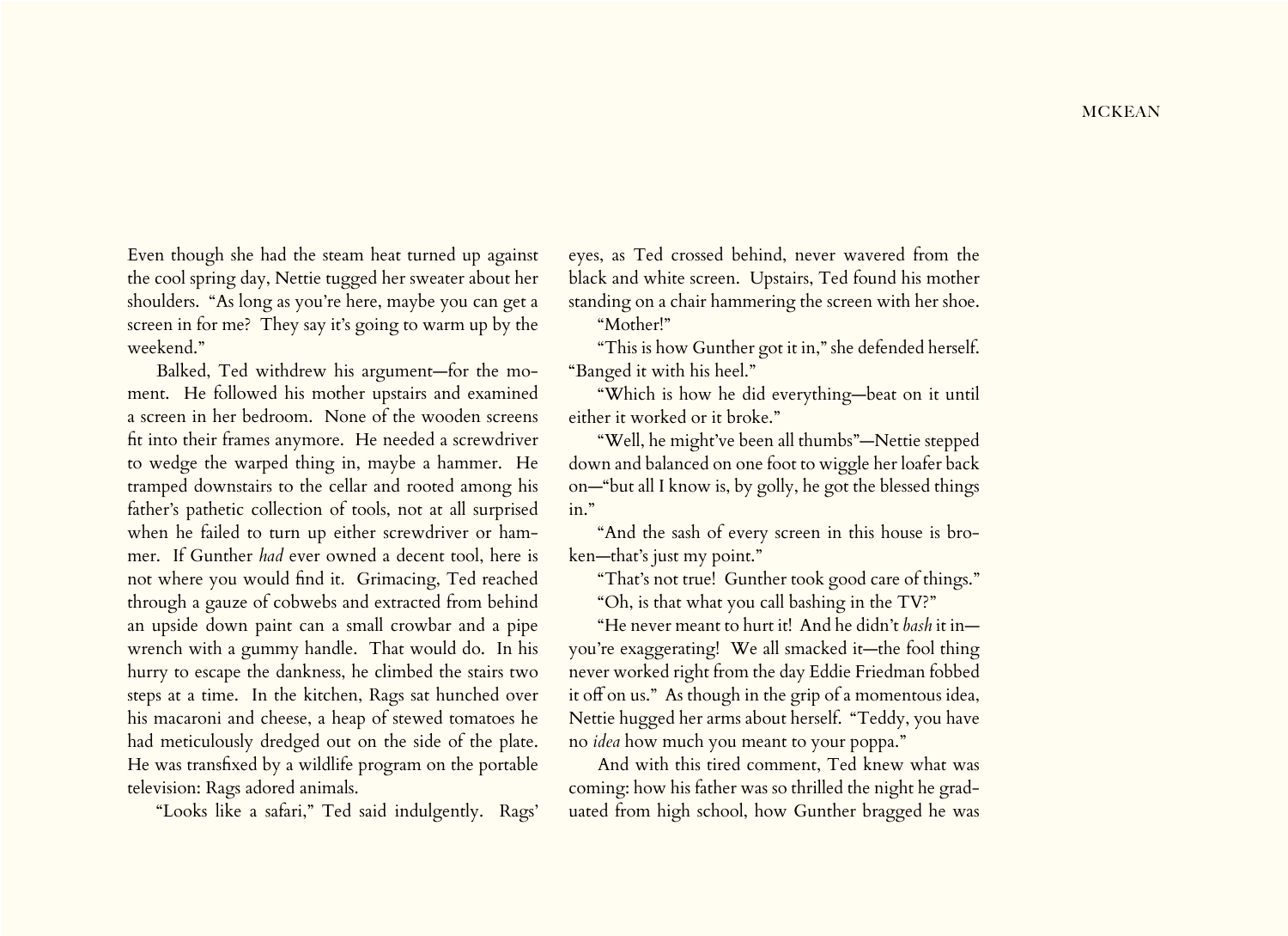Even though she had the steam heat turned up against the cool spring day, Nettie tugged her sweater about her shoulders. "As long as you're here, maybe you can get a screen in for me? They say it's going to warm up by the weekend."

Balked, Ted withdrew his argument—for the moment. He followed his mother upstairs and examined a screen in her bedroom. None of the wooden screens fit into their frames anymore. He needed a screwdriver to wedge the warped thing in, maybe a hammer. He tramped downstairs to the cellar and rooted among his father's pathetic collection of tools, not at all surprised when he failed to turn up either screwdriver or hammer. If Gunther *had* ever owned a decent tool, here is not where you would find it. Grimacing, Ted reached through a gauze of cobwebs and extracted from behind an upside down paint can a small crowbar and a pipe wrench with a gummy handle. That would do. In his hurry to escape the dankness, he climbed the stairs two steps at a time. In the kitchen, Rags sat hunched over his macaroni and cheese, a heap of stewed tomatoes he had meticulously dredged out on the side of the plate. He was transfixed by a wildlife program on the portable television: Rags adored animals.

"Looks like a safari," Ted said indulgently. Rags' eyes, as Ted crossed behind, never wavered from the black and white screen. Upstairs, Ted found his mother standing on a chair hammering the screen with her shoe.

"Mother!"

"This is how Gunther got it in," she defended herself. "Banged it with his heel."

"Which is how he did everything—beat on it until either it worked or it broke."

"Well, he might've been all thumbs"—Nettie stepped down and balanced on one foot to wiggle her loafer back on—"but all I know is, by golly, he got the blessed things in."

"And the sash of every screen in this house is broken—that's just my point."

"That's not true! Gunther took good care of things."

"Oh, is that what you call bashing in the TV?"

"He never meant to hurt it! And he didn't *bash* it in—you're exaggerating! We all smacked it—the fool thing never worked right from the day Eddie Friedman fobbed it off on us." As though in the grip of a momentous idea, Nettie hugged her arms about herself. "Teddy, you have no *idea* how much you meant to your poppa."

And with this tired comment, Ted knew what was coming: how his father was so thrilled the night he graduated from high school, how Gunther bragged he was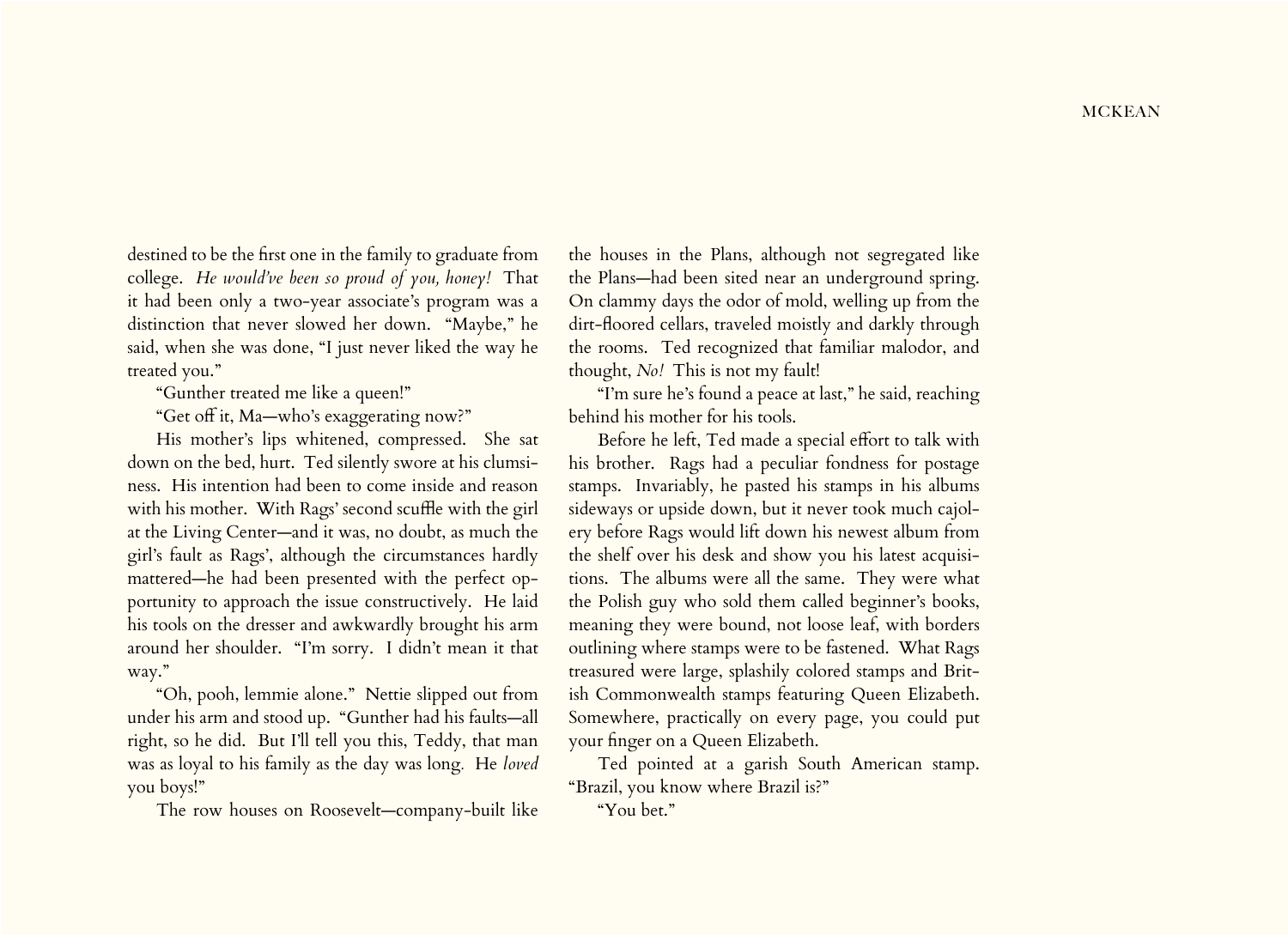destined to be the first one in the family to graduate from college. *He would've been so proud of you, honey!* That it had been only a two-year associate's program was a distinction that never slowed her down. "Maybe," he said, when she was done, "I just never liked the way he treated you."

"Gunther treated me like a queen!"

"Get off it, Ma—who's exaggerating now?"

His mother's lips whitened, compressed. She sat down on the bed, hurt. Ted silently swore at his clumsiness. His intention had been to come inside and reason with his mother. With Rags' second scuffle with the girl at the Living Center—and it was, no doubt, as much the girl's fault as Rags', although the circumstances hardly mattered—he had been presented with the perfect opportunity to approach the issue constructively. He laid his tools on the dresser and awkwardly brought his arm around her shoulder. "I'm sorry. I didn't mean it that way."

"Oh, pooh, lemmie alone." Nettie slipped out from under his arm and stood up. "Gunther had his faults—all right, so he did. But I'll tell you this, Teddy, that man was as loyal to his family as the day was long. He *loved* you boys!"

The row houses on Roosevelt—company-built like the houses in the Plans, although not segregated like the Plans—had been sited near an underground spring. On clammy days the odor of mold, welling up from the dirt-floored cellars, traveled moistly and darkly through the rooms. Ted recognized that familiar malodor, and thought, *No!* This is not my fault!

"I'm sure he's found a peace at last," he said, reaching behind his mother for his tools.

Before he left, Ted made a special effort to talk with his brother. Rags had a peculiar fondness for postage stamps. Invariably, he pasted his stamps in his albums sideways or upside down, but it never took much cajolery before Rags would lift down his newest album from the shelf over his desk and show you his latest acquisitions. The albums were all the same. They were what the Polish guy who sold them called beginner's books, meaning they were bound, not loose leaf, with borders outlining where stamps were to be fastened. What Rags treasured were large, splashily colored stamps and British Commonwealth stamps featuring Queen Elizabeth. Somewhere, practically on every page, you could put your finger on a Queen Elizabeth.

Ted pointed at a garish South American stamp. "Brazil, you know where Brazil is?"

"You bet."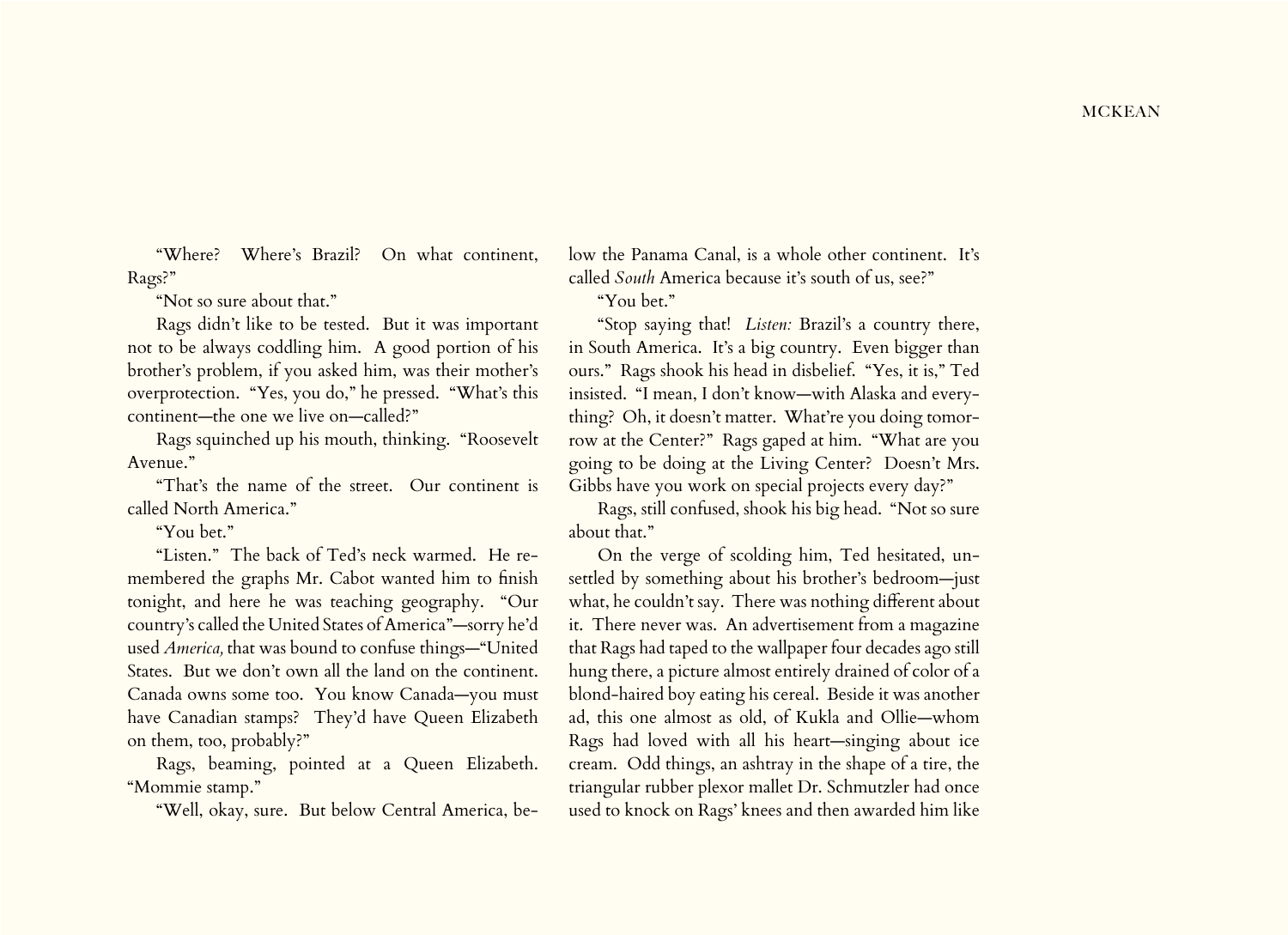"Where? Where's Brazil? On what continent, Rags?"

"Not so sure about that."

Rags didn't like to be tested. But it was important not to be always coddling him. A good portion of his brother's problem, if you asked him, was their mother's overprotection. "Yes, you do," he pressed. "What's this continent—the one we live on—called?"

Rags squinched up his mouth, thinking. "Roosevelt Avenue."

"That's the name of the street. Our continent is called North America."

"You bet."

"Listen." The back of Ted's neck warmed. He remembered the graphs Mr. Cabot wanted him to finish tonight, and here he was teaching geography. "Our country's called the United States of America"—sorry he'd used *America,* that was bound to confuse things—"United States. But we don't own all the land on the continent. Canada owns some too. You know Canada—you must have Canadian stamps? They'd have Queen Elizabeth on them, too, probably?"

Rags, beaming, pointed at a Queen Elizabeth. "Mommie stamp."

"Well, okay, sure. But below Central America, below the Panama Canal, is a whole other continent. It's called *South* America because it's south of us, see?"

"You bet."

"Stop saying that! *Listen:* Brazil's a country there, in South America. It's a big country. Even bigger than ours." Rags shook his head in disbelief. "Yes, it is," Ted insisted. "I mean, I don't know—with Alaska and everything? Oh, it doesn't matter. What're you doing tomorrow at the Center?" Rags gaped at him. "What are you going to be doing at the Living Center? Doesn't Mrs. Gibbs have you work on special projects every day?"

Rags, still confused, shook his big head. "Not so sure about that."

On the verge of scolding him, Ted hesitated, unsettled by something about his brother's bedroom—just what, he couldn't say. There was nothing different about it. There never was. An advertisement from a magazine that Rags had taped to the wallpaper four decades ago still hung there, a picture almost entirely drained of color of a blond-haired boy eating his cereal. Beside it was another ad, this one almost as old, of Kukla and Ollie—whom Rags had loved with all his heart—singing about ice cream. Odd things, an ashtray in the shape of a tire, the triangular rubber plexor mallet Dr. Schmutzler had once used to knock on Rags' knees and then awarded him like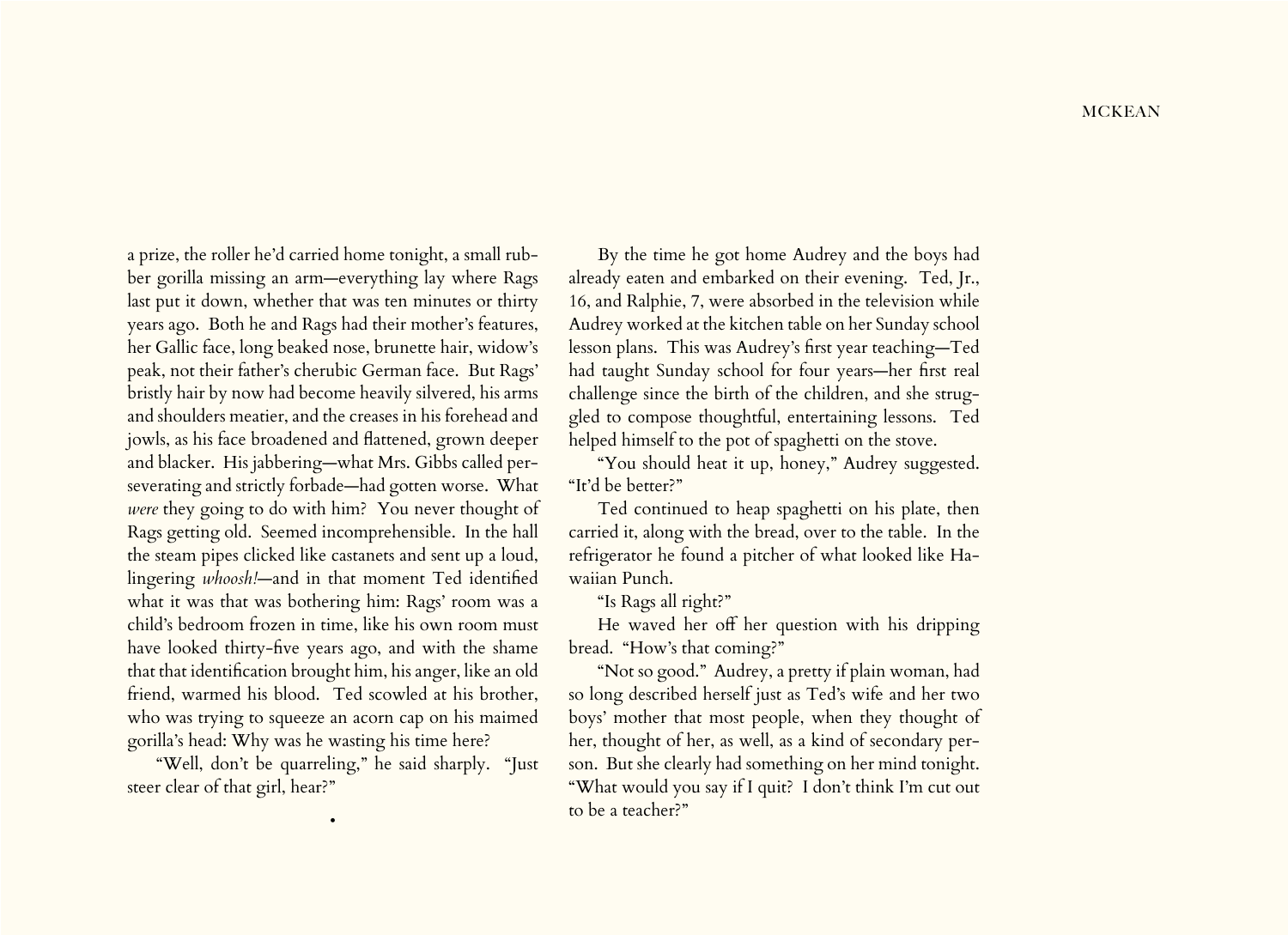a prize, the roller he'd carried home tonight, a small rubber gorilla missing an arm—everything lay where Rags last put it down, whether that was ten minutes or thirty years ago. Both he and Rags had their mother's features, her Gallic face, long beaked nose, brunette hair, widow's peak, not their father's cherubic German face. But Rags' bristly hair by now had become heavily silvered, his arms and shoulders meatier, and the creases in his forehead and jowls, as his face broadened and flattened, grown deeper and blacker. His jabbering—what Mrs. Gibbs called perseverating and strictly forbade—had gotten worse. What *were* they going to do with him? You never thought of Rags getting old. Seemed incomprehensible. In the hall the steam pipes clicked like castanets and sent up a loud, lingering *whoosh!*—and in that moment Ted identified what it was that was bothering him: Rags' room was a child's bedroom frozen in time, like his own room must have looked thirty-five years ago, and with the shame that that identification brought him, his anger, like an old friend, warmed his blood. Ted scowled at his brother, who was trying to squeeze an acorn cap on his maimed gorilla's head: Why was he wasting his time here?

"Well, don't be quarreling," he said sharply. "Just steer clear of that girl, hear?"

•

By the time he got home Audrey and the boys had already eaten and embarked on their evening. Ted, Jr., 16, and Ralphie, 7, were absorbed in the television while Audrey worked at the kitchen table on her Sunday school lesson plans. This was Audrey's first year teaching—Ted had taught Sunday school for four years—her first real challenge since the birth of the children, and she struggled to compose thoughtful, entertaining lessons. Ted helped himself to the pot of spaghetti on the stove.

"You should heat it up, honey," Audrey suggested. "It'd be better?"

Ted continued to heap spaghetti on his plate, then carried it, along with the bread, over to the table. In the refrigerator he found a pitcher of what looked like Hawaiian Punch.

"Is Rags all right?"

He waved her off her question with his dripping bread. "How's that coming?"

"Not so good." Audrey, a pretty if plain woman, had so long described herself just as Ted's wife and her two boys' mother that most people, when they thought of her, thought of her, as well, as a kind of secondary person. But she clearly had something on her mind tonight. "What would you say if I quit? I don't think I'm cut out to be a teacher?"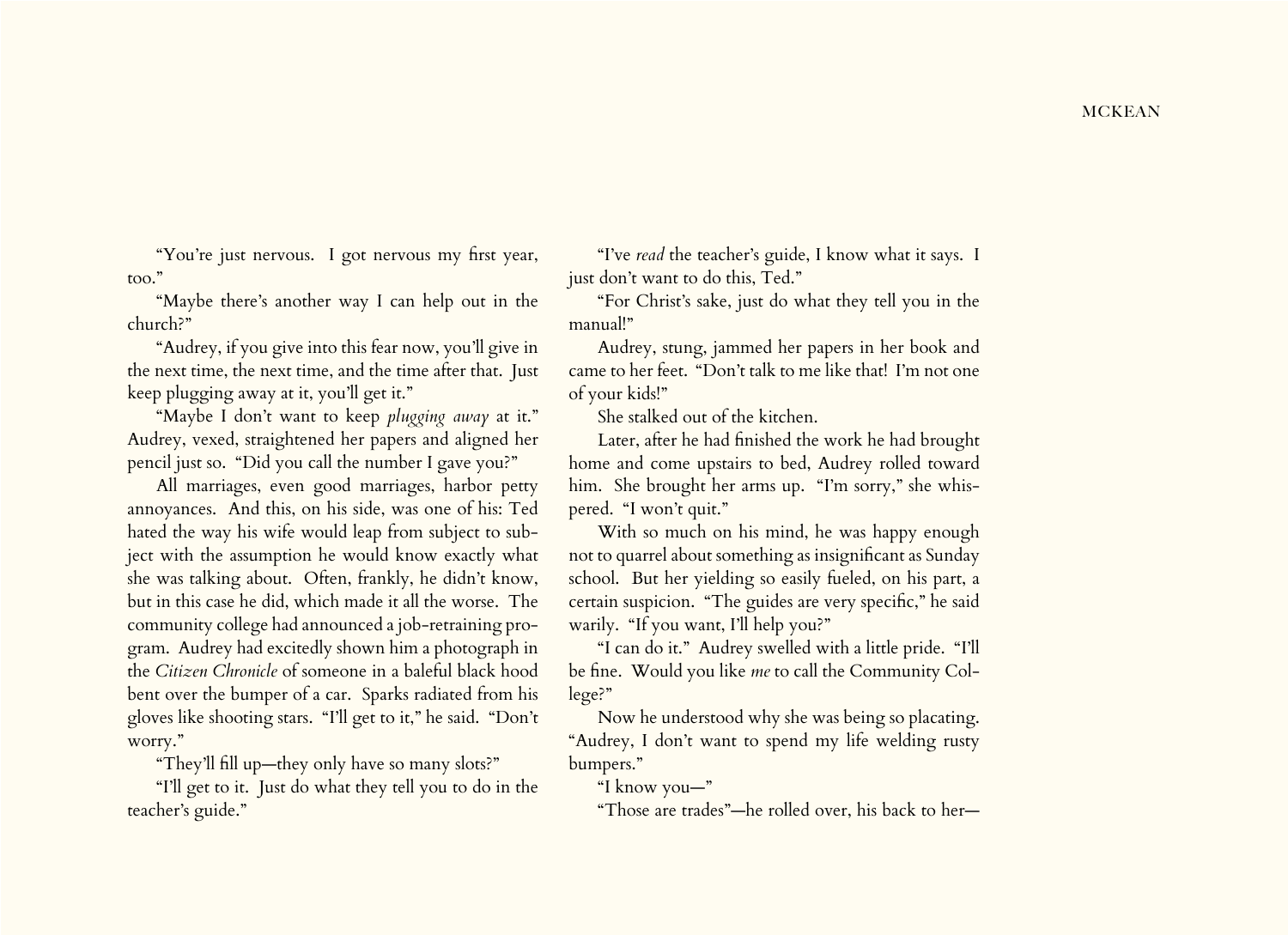"You're just nervous. I got nervous my first year, too."

"Maybe there's another way I can help out in the church?"

"Audrey, if you give into this fear now, you'll give in the next time, the next time, and the time after that. Just keep plugging away at it, you'll get it."

"Maybe I don't want to keep *plugging away* at it." Audrey, vexed, straightened her papers and aligned her pencil just so. "Did you call the number I gave you?"

All marriages, even good marriages, harbor petty annoyances. And this, on his side, was one of his: Ted hated the way his wife would leap from subject to subject with the assumption he would know exactly what she was talking about. Often, frankly, he didn't know, but in this case he did, which made it all the worse. The community college had announced a job-retraining program. Audrey had excitedly shown him a photograph in the *Citizen Chronicle* of someone in a baleful black hood bent over the bumper of a car. Sparks radiated from his gloves like shooting stars. "I'll get to it," he said. "Don't worry."

"They'll fill up—they only have so many slots?"

"I'll get to it. Just do what they tell you to do in the teacher's guide."

"I've *read* the teacher's guide, I know what it says. I just don't want to do this, Ted."

"For Christ's sake, just do what they tell you in the manual!"

Audrey, stung, jammed her papers in her book and came to her feet. "Don't talk to me like that! I'm not one of your kids!"

She stalked out of the kitchen.

Later, after he had finished the work he had brought home and come upstairs to bed, Audrey rolled toward him. She brought her arms up. "I'm sorry," she whispered. "I won't quit."

With so much on his mind, he was happy enough not to quarrel about something as insignificant as Sunday school. But her yielding so easily fueled, on his part, a certain suspicion. "The guides are very specific," he said warily. "If you want, I'll help you?"

"I can do it." Audrey swelled with a little pride. "I'll be fine. Would you like *me* to call the Community College?"

Now he understood why she was being so placating. "Audrey, I don't want to spend my life welding rusty bumpers."

"I know you—"

"Those are trades"—he rolled over, his back to her—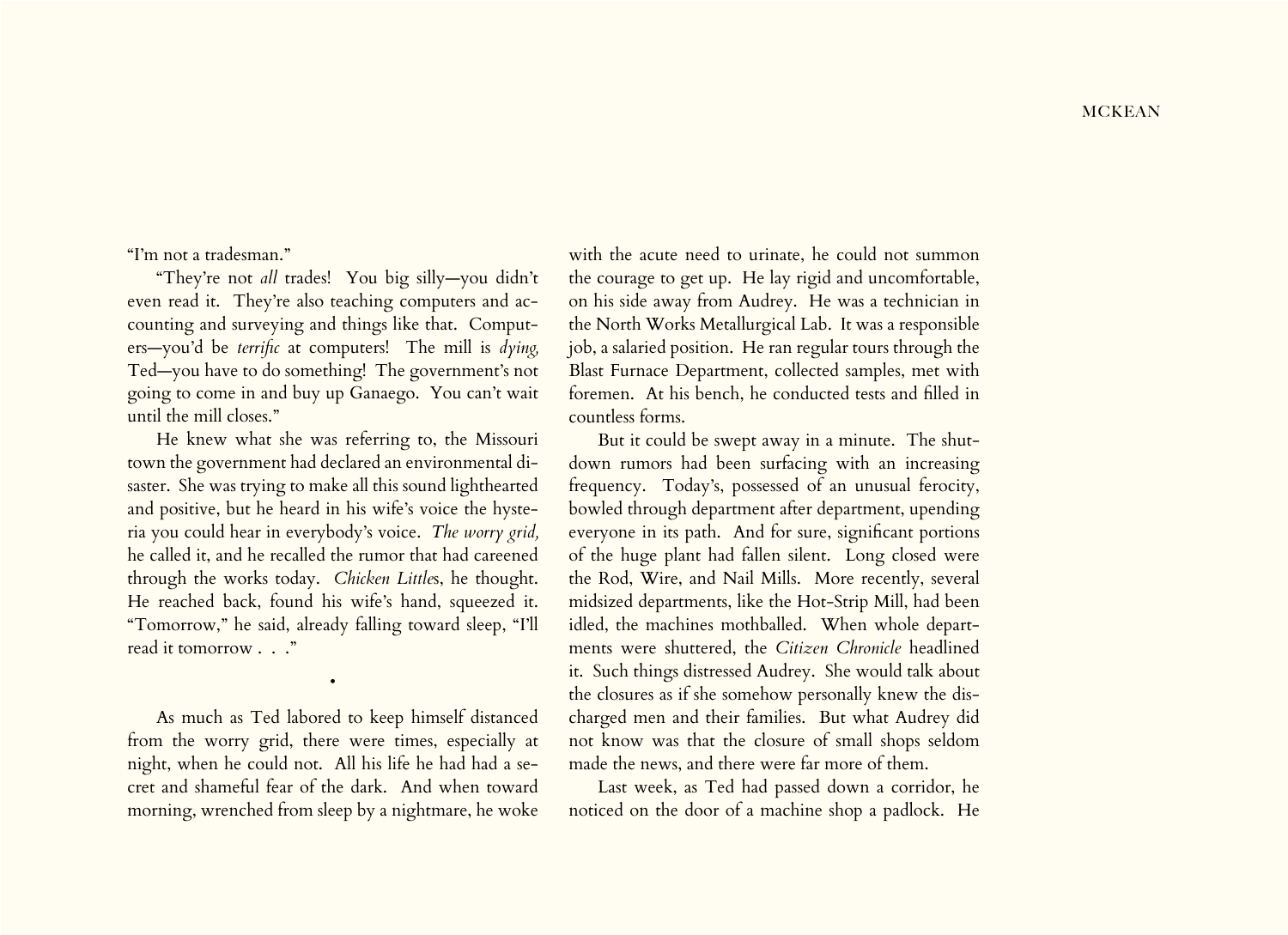"I'm not a tradesman."

"They're not *all* trades! You big silly—you didn't even read it. They're also teaching computers and accounting and surveying and things like that. Computers—you'd be *terrific* at computers! The mill is *dying,* Ted—you have to do something! The government's not going to come in and buy up Ganaego. You can't wait until the mill closes."

He knew what she was referring to, the Missouri town the government had declared an environmental disaster. She was trying to make all this sound lighthearted and positive, but he heard in his wife's voice the hysteria you could hear in everybody's voice. *The worry grid,* he called it, and he recalled the rumor that had careened through the works today. *Chicken Little*s, he thought. He reached back, found his wife's hand, squeezed it. "Tomorrow," he said, already falling toward sleep, "I'll read it tomorrow . . ."

•

As much as Ted labored to keep himself distanced from the worry grid, there were times, especially at night, when he could not. All his life he had had a secret and shameful fear of the dark. And when toward morning, wrenched from sleep by a nightmare, he woke with the acute need to urinate, he could not summon the courage to get up. He lay rigid and uncomfortable, on his side away from Audrey. He was a technician in the North Works Metallurgical Lab. It was a responsible job, a salaried position. He ran regular tours through the Blast Furnace Department, collected samples, met with foremen. At his bench, he conducted tests and filled in countless forms.

But it could be swept away in a minute. The shutdown rumors had been surfacing with an increasing frequency. Today's, possessed of an unusual ferocity, bowled through department after department, upending everyone in its path. And for sure, significant portions of the huge plant had fallen silent. Long closed were the Rod, Wire, and Nail Mills. More recently, several midsized departments, like the Hot-Strip Mill, had been idled, the machines mothballed. When whole departments were shuttered, the *Citizen Chronicle* headlined it. Such things distressed Audrey. She would talk about the closures as if she somehow personally knew the discharged men and their families. But what Audrey did not know was that the closure of small shops seldom made the news, and there were far more of them.

Last week, as Ted had passed down a corridor, he noticed on the door of a machine shop a padlock. He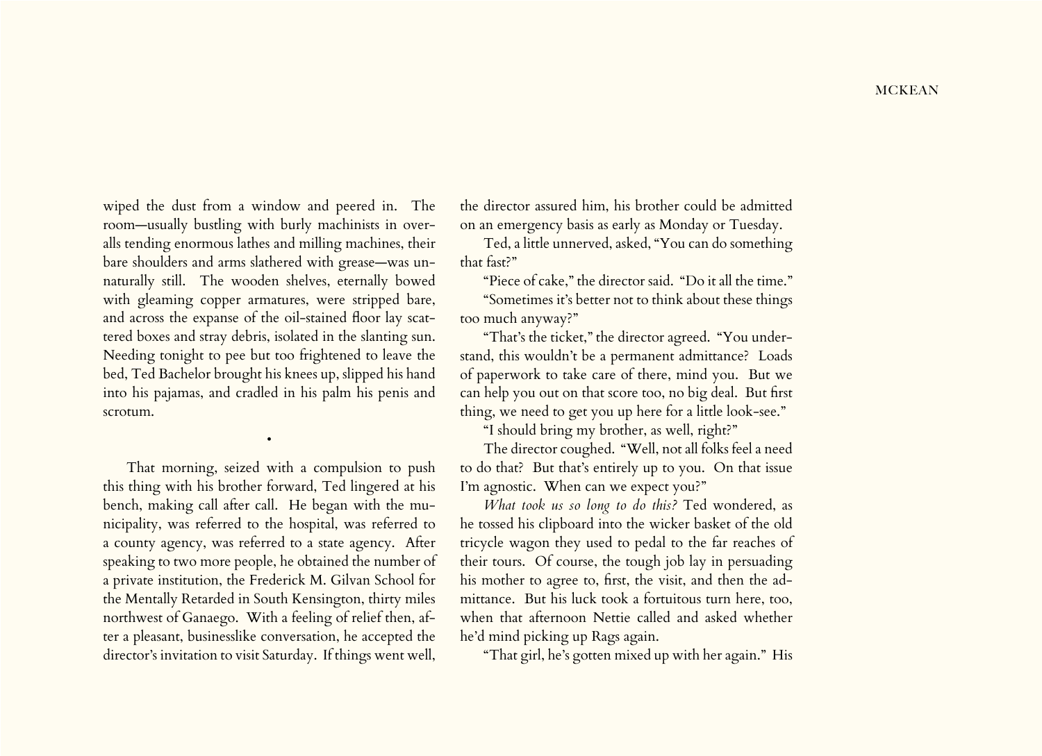wiped the dust from a window and peered in. The room—usually bustling with burly machinists in overalls tending enormous lathes and milling machines, their bare shoulders and arms slathered with grease—was unnaturally still. The wooden shelves, eternally bowed with gleaming copper armatures, were stripped bare, and across the expanse of the oil-stained floor lay scattered boxes and stray debris, isolated in the slanting sun. Needing tonight to pee but too frightened to leave the bed, Ted Bachelor brought his knees up, slipped his hand into his pajamas, and cradled in his palm his penis and scrotum.

•

That morning, seized with a compulsion to push this thing with his brother forward, Ted lingered at his bench, making call after call. He began with the municipality, was referred to the hospital, was referred to a county agency, was referred to a state agency. After speaking to two more people, he obtained the number of a private institution, the Frederick M. Gilvan School for the Mentally Retarded in South Kensington, thirty miles northwest of Ganaego. With a feeling of relief then, after a pleasant, businesslike conversation, he accepted the director's invitation to visit Saturday. If things went well, the director assured him, his brother could be admitted on an emergency basis as early as Monday or Tuesday.

Ted, a little unnerved, asked, "You can do something that fast?"

"Piece of cake," the director said. "Do it all the time."

"Sometimes it's better not to think about these things too much anyway?"

"That's the ticket," the director agreed. "You understand, this wouldn't be a permanent admittance? Loads of paperwork to take care of there, mind you. But we can help you out on that score too, no big deal. But first thing, we need to get you up here for a little look-see."

"I should bring my brother, as well, right?"

The director coughed. "Well, not all folks feel a need to do that? But that's entirely up to you. On that issue I'm agnostic. When can we expect you?"

*What took us so long to do this?* Ted wondered, as he tossed his clipboard into the wicker basket of the old tricycle wagon they used to pedal to the far reaches of their tours. Of course, the tough job lay in persuading his mother to agree to, first, the visit, and then the admittance. But his luck took a fortuitous turn here, too, when that afternoon Nettie called and asked whether he'd mind picking up Rags again.

"That girl, he's gotten mixed up with her again." His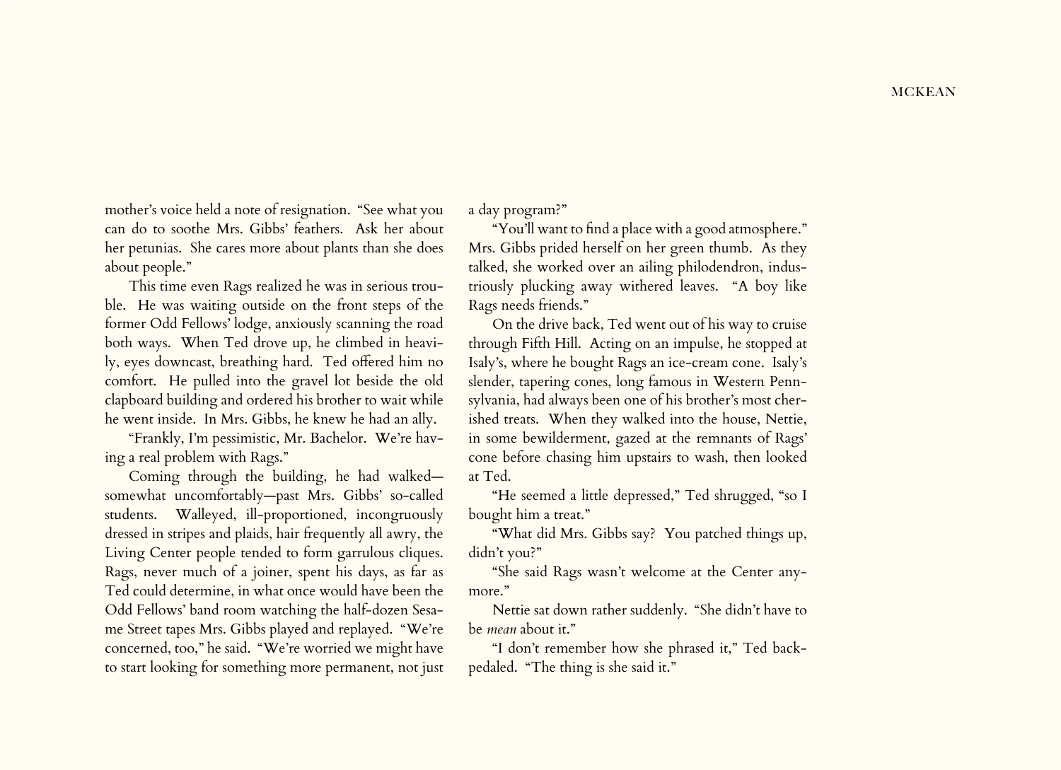mother's voice held a note of resignation. "See what you can do to soothe Mrs. Gibbs' feathers. Ask her about her petunias. She cares more about plants than she does about people."

This time even Rags realized he was in serious trouble. He was waiting outside on the front steps of the former Odd Fellows' lodge, anxiously scanning the road both ways. When Ted drove up, he climbed in heavily, eyes downcast, breathing hard. Ted offered him no comfort. He pulled into the gravel lot beside the old clapboard building and ordered his brother to wait while he went inside. In Mrs. Gibbs, he knew he had an ally.

"Frankly, I'm pessimistic, Mr. Bachelor. We're having a real problem with Rags."

Coming through the building, he had walked—somewhat uncomfortably—past Mrs. Gibbs' so-called students. Walleyed, ill-proportioned, incongruously dressed in stripes and plaids, hair frequently all awry, the Living Center people tended to form garrulous cliques. Rags, never much of a joiner, spent his days, as far as Ted could determine, in what once would have been the Odd Fellows' band room watching the half-dozen Sesame Street tapes Mrs. Gibbs played and replayed. "We're concerned, too," he said. "We're worried we might have to start looking for something more permanent, not just a day program?"

"You'll want to find a place with a good atmosphere." Mrs. Gibbs prided herself on her green thumb. As they talked, she worked over an ailing philodendron, industriously plucking away withered leaves. "A boy like Rags needs friends."

On the drive back, Ted went out of his way to cruise through Fifth Hill. Acting on an impulse, he stopped at Isaly's, where he bought Rags an ice-cream cone. Isaly's slender, tapering cones, long famous in Western Pennsylvania, had always been one of his brother's most cherished treats. When they walked into the house, Nettie, in some bewilderment, gazed at the remnants of Rags' cone before chasing him upstairs to wash, then looked at Ted.

"He seemed a little depressed," Ted shrugged, "so I bought him a treat."

"What did Mrs. Gibbs say? You patched things up, didn't you?"

"She said Rags wasn't welcome at the Center anymore."

Nettie sat down rather suddenly. "She didn't have to be *mean* about it."

"I don't remember how she phrased it," Ted backpedaled. "The thing is she said it."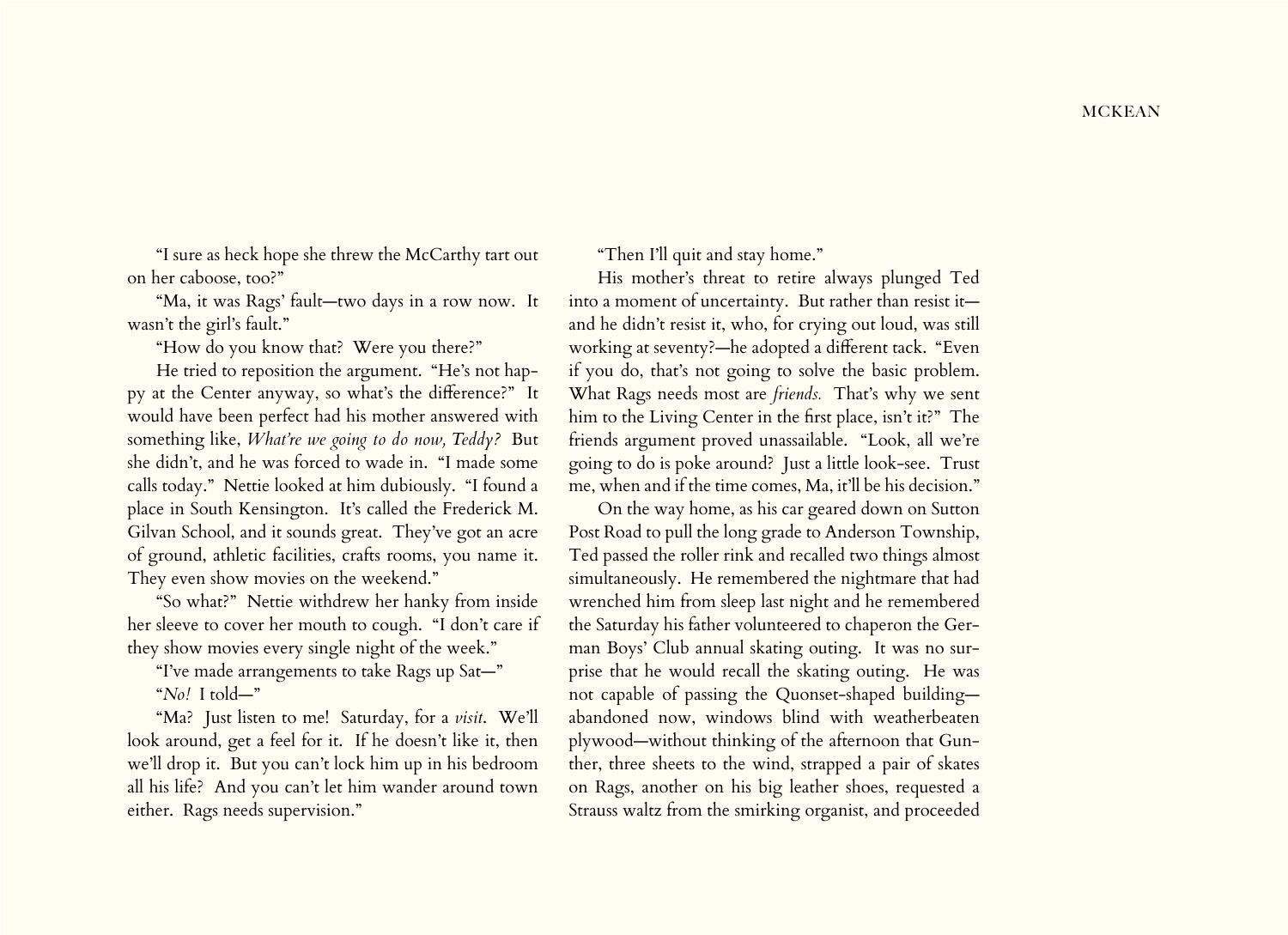"I sure as heck hope she threw the McCarthy tart out on her caboose, too?"

"Ma, it was Rags' fault—two days in a row now. It wasn't the girl's fault."

"How do you know that? Were you there?"

He tried to reposition the argument. "He's not happy at the Center anyway, so what's the difference?" It would have been perfect had his mother answered with something like, *What're we going to do now, Teddy?* But she didn't, and he was forced to wade in. "I made some calls today." Nettie looked at him dubiously. "I found a place in South Kensington. It's called the Frederick M. Gilvan School, and it sounds great. They've got an acre of ground, athletic facilities, crafts rooms, you name it. They even show movies on the weekend."

"So what?" Nettie withdrew her hanky from inside her sleeve to cover her mouth to cough. "I don't care if they show movies every single night of the week."

"I've made arrangements to take Rags up Sat—"

"*No!* I told—"

"Ma? Just listen to me! Saturday, for a *visit*. We'll look around, get a feel for it. If he doesn't like it, then we'll drop it. But you can't lock him up in his bedroom all his life? And you can't let him wander around town either. Rags needs supervision."

"Then I'll quit and stay home."

His mother's threat to retire always plunged Ted into a moment of uncertainty. But rather than resist it—and he didn't resist it, who, for crying out loud, was still working at seventy?—he adopted a different tack. "Even if you do, that's not going to solve the basic problem. What Rags needs most are *friends.* That's why we sent him to the Living Center in the first place, isn't it?" The friends argument proved unassailable. "Look, all we're going to do is poke around? Just a little look-see. Trust me, when and if the time comes, Ma, it'll be his decision."

On the way home, as his car geared down on Sutton Post Road to pull the long grade to Anderson Township, Ted passed the roller rink and recalled two things almost simultaneously. He remembered the nightmare that had wrenched him from sleep last night and he remembered the Saturday his father volunteered to chaperon the German Boys' Club annual skating outing. It was no surprise that he would recall the skating outing. He was not capable of passing the Quonset-shaped building—abandoned now, windows blind with weatherbeaten plywood—without thinking of the afternoon that Gunther, three sheets to the wind, strapped a pair of skates on Rags, another on his big leather shoes, requested a Strauss waltz from the smirking organist, and proceeded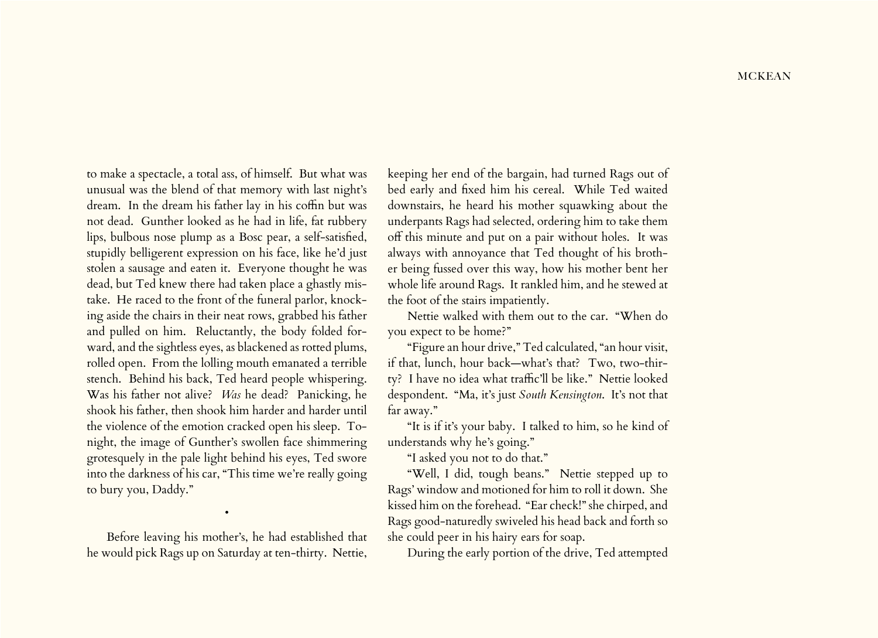to make a spectacle, a total ass, of himself. But what was unusual was the blend of that memory with last night's dream. In the dream his father lay in his coffin but was not dead. Gunther looked as he had in life, fat rubbery lips, bulbous nose plump as a Bosc pear, a self-satisfied, stupidly belligerent expression on his face, like he'd just stolen a sausage and eaten it. Everyone thought he was dead, but Ted knew there had taken place a ghastly mistake. He raced to the front of the funeral parlor, knocking aside the chairs in their neat rows, grabbed his father and pulled on him. Reluctantly, the body folded forward, and the sightless eyes, as blackened as rotted plums, rolled open. From the lolling mouth emanated a terrible stench. Behind his back, Ted heard people whispering. Was his father not alive? *Was* he dead? Panicking, he shook his father, then shook him harder and harder until the violence of the emotion cracked open his sleep. Tonight, the image of Gunther's swollen face shimmering grotesquely in the pale light behind his eyes, Ted swore into the darkness of his car, "This time we're really going to bury you, Daddy."

•

Before leaving his mother's, he had established that he would pick Rags up on Saturday at ten-thirty. Nettie, keeping her end of the bargain, had turned Rags out of bed early and fixed him his cereal. While Ted waited downstairs, he heard his mother squawking about the underpants Rags had selected, ordering him to take them off this minute and put on a pair without holes. It was always with annoyance that Ted thought of his brother being fussed over this way, how his mother bent her whole life around Rags. It rankled him, and he stewed at the foot of the stairs impatiently.

Nettie walked with them out to the car. "When do you expect to be home?"

"Figure an hour drive," Ted calculated, "an hour visit, if that, lunch, hour back—what's that? Two, two-thirty? I have no idea what traffic'll be like." Nettie looked despondent. "Ma, it's just *South Kensington*. It's not that far away."

"It is if it's your baby. I talked to him, so he kind of understands why he's going."

"I asked you not to do that."

"Well, I did, tough beans." Nettie stepped up to Rags' window and motioned for him to roll it down. She kissed him on the forehead. "Ear check!" she chirped, and Rags good-naturedly swiveled his head back and forth so she could peer in his hairy ears for soap.

During the early portion of the drive, Ted attempted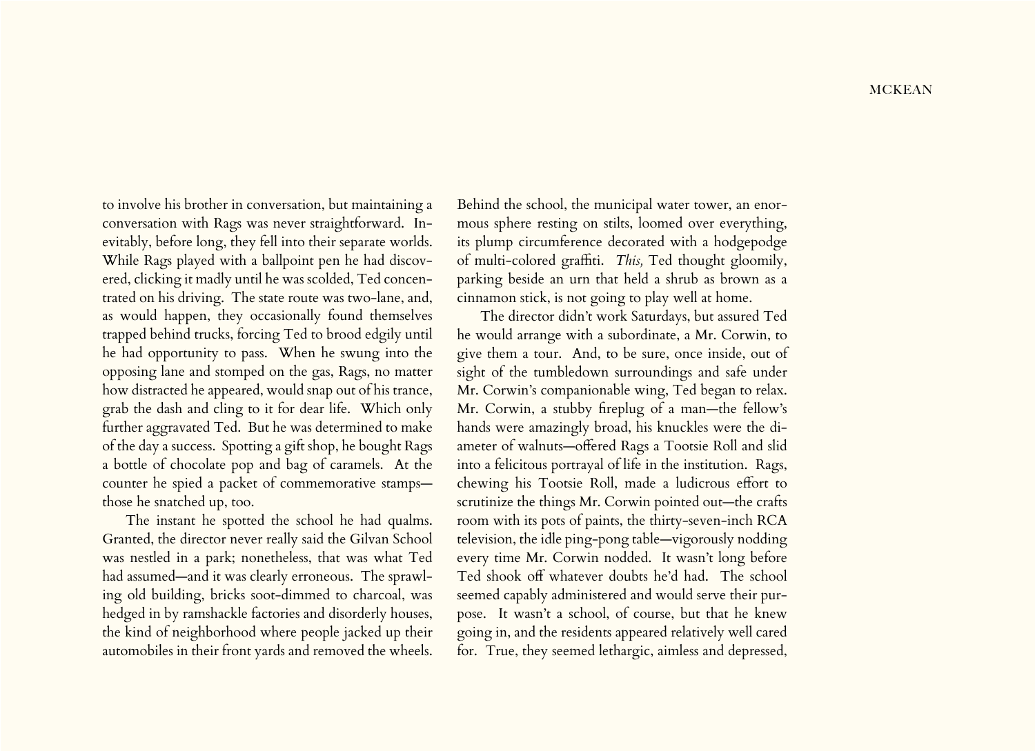to involve his brother in conversation, but maintaining a conversation with Rags was never straightforward. Inevitably, before long, they fell into their separate worlds. While Rags played with a ballpoint pen he had discovered, clicking it madly until he was scolded, Ted concentrated on his driving. The state route was two-lane, and, as would happen, they occasionally found themselves trapped behind trucks, forcing Ted to brood edgily until he had opportunity to pass. When he swung into the opposing lane and stomped on the gas, Rags, no matter how distracted he appeared, would snap out of his trance, grab the dash and cling to it for dear life. Which only further aggravated Ted. But he was determined to make of the day a success. Spotting a gift shop, he bought Rags a bottle of chocolate pop and bag of caramels. At the counter he spied a packet of commemorative stamps—those he snatched up, too.

The instant he spotted the school he had qualms. Granted, the director never really said the Gilvan School was nestled in a park; nonetheless, that was what Ted had assumed—and it was clearly erroneous. The sprawling old building, bricks soot-dimmed to charcoal, was hedged in by ramshackle factories and disorderly houses, the kind of neighborhood where people jacked up their automobiles in their front yards and removed the wheels. Behind the school, the municipal water tower, an enormous sphere resting on stilts, loomed over everything, its plump circumference decorated with a hodgepodge of multi-colored graffiti. *This,* Ted thought gloomily, parking beside an urn that held a shrub as brown as a cinnamon stick, is not going to play well at home.

The director didn't work Saturdays, but assured Ted he would arrange with a subordinate, a Mr. Corwin, to give them a tour. And, to be sure, once inside, out of sight of the tumbledown surroundings and safe under Mr. Corwin's companionable wing, Ted began to relax. Mr. Corwin, a stubby fireplug of a man—the fellow's hands were amazingly broad, his knuckles were the diameter of walnuts—offered Rags a Tootsie Roll and slid into a felicitous portrayal of life in the institution. Rags, chewing his Tootsie Roll, made a ludicrous effort to scrutinize the things Mr. Corwin pointed out—the crafts room with its pots of paints, the thirty-seven-inch RCA television, the idle ping-pong table—vigorously nodding every time Mr. Corwin nodded. It wasn't long before Ted shook off whatever doubts he'd had. The school seemed capably administered and would serve their purpose. It wasn't a school, of course, but that he knew going in, and the residents appeared relatively well cared for. True, they seemed lethargic, aimless and depressed,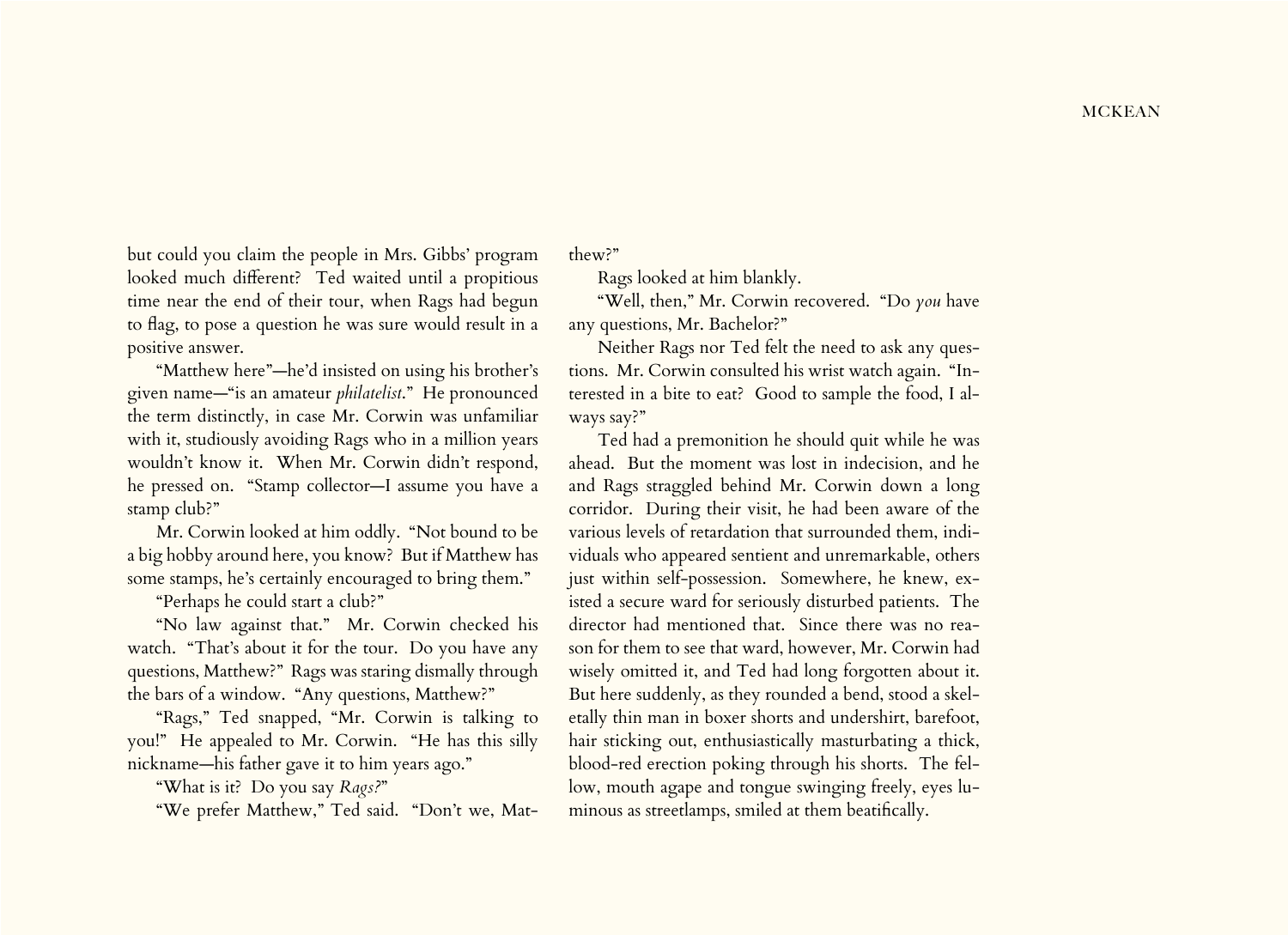but could you claim the people in Mrs. Gibbs' program looked much different? Ted waited until a propitious time near the end of their tour, when Rags had begun to flag, to pose a question he was sure would result in a positive answer.

"Matthew here"—he'd insisted on using his brother's given name—"is an amateur *philatelist*." He pronounced the term distinctly, in case Mr. Corwin was unfamiliar with it, studiously avoiding Rags who in a million years wouldn't know it. When Mr. Corwin didn't respond, he pressed on. "Stamp collector—I assume you have a stamp club?"

Mr. Corwin looked at him oddly. "Not bound to be a big hobby around here, you know? But if Matthew has some stamps, he's certainly encouraged to bring them."

"Perhaps he could start a club?"

"No law against that." Mr. Corwin checked his watch. "That's about it for the tour. Do you have any questions, Matthew?" Rags was staring dismally through the bars of a window. "Any questions, Matthew?"

"Rags," Ted snapped, "Mr. Corwin is talking to you!" He appealed to Mr. Corwin. "He has this silly nickname—his father gave it to him years ago."

"What is it? Do you say *Rags?*"

"We prefer Matthew," Ted said. "Don't we, Matthew?"

Rags looked at him blankly.

"Well, then," Mr. Corwin recovered. "Do *you* have any questions, Mr. Bachelor?"

Neither Rags nor Ted felt the need to ask any questions. Mr. Corwin consulted his wrist watch again. "Interested in a bite to eat? Good to sample the food, I always say?"

Ted had a premonition he should quit while he was ahead. But the moment was lost in indecision, and he and Rags straggled behind Mr. Corwin down a long corridor. During their visit, he had been aware of the various levels of retardation that surrounded them, individuals who appeared sentient and unremarkable, others just within self-possession. Somewhere, he knew, existed a secure ward for seriously disturbed patients. The director had mentioned that. Since there was no reason for them to see that ward, however, Mr. Corwin had wisely omitted it, and Ted had long forgotten about it. But here suddenly, as they rounded a bend, stood a skeletally thin man in boxer shorts and undershirt, barefoot, hair sticking out, enthusiastically masturbating a thick, blood-red erection poking through his shorts. The fellow, mouth agape and tongue swinging freely, eyes luminous as streetlamps, smiled at them beatifically.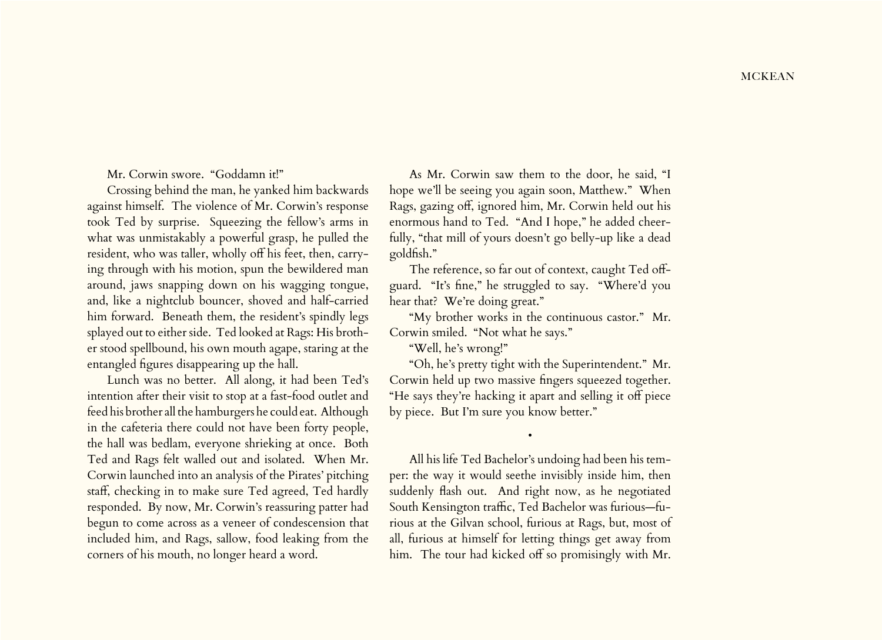Mr. Corwin swore. "Goddamn it!"

Crossing behind the man, he yanked him backwards against himself. The violence of Mr. Corwin's response took Ted by surprise. Squeezing the fellow's arms in what was unmistakably a powerful grasp, he pulled the resident, who was taller, wholly off his feet, then, carrying through with his motion, spun the bewildered man around, jaws snapping down on his wagging tongue, and, like a nightclub bouncer, shoved and half-carried him forward. Beneath them, the resident's spindly legs splayed out to either side. Ted looked at Rags: His brother stood spellbound, his own mouth agape, staring at the entangled figures disappearing up the hall.

Lunch was no better. All along, it had been Ted's intention after their visit to stop at a fast-food outlet and feed his brother all the hamburgers he could eat. Although in the cafeteria there could not have been forty people, the hall was bedlam, everyone shrieking at once. Both Ted and Rags felt walled out and isolated. When Mr. Corwin launched into an analysis of the Pirates' pitching staff, checking in to make sure Ted agreed, Ted hardly responded. By now, Mr. Corwin's reassuring patter had begun to come across as a veneer of condescension that included him, and Rags, sallow, food leaking from the corners of his mouth, no longer heard a word.

As Mr. Corwin saw them to the door, he said, "I hope we'll be seeing you again soon, Matthew." When Rags, gazing off, ignored him, Mr. Corwin held out his enormous hand to Ted. "And I hope," he added cheerfully, "that mill of yours doesn't go belly-up like a dead goldfish."

The reference, so far out of context, caught Ted off-guard. "It's fine," he struggled to say. "Where'd you hear that? We're doing great."

"My brother works in the continuous castor." Mr. Corwin smiled. "Not what he says."

"Well, he's wrong!"

"Oh, he's pretty tight with the Superintendent." Mr. Corwin held up two massive fingers squeezed together. "He says they're hacking it apart and selling it off piece by piece. But I'm sure you know better."

•

All his life Ted Bachelor's undoing had been his temper: the way it would seethe invisibly inside him, then suddenly flash out. And right now, as he negotiated South Kensington traffic, Ted Bachelor was furious—furious at the Gilvan school, furious at Rags, but, most of all, furious at himself for letting things get away from him. The tour had kicked off so promisingly with Mr.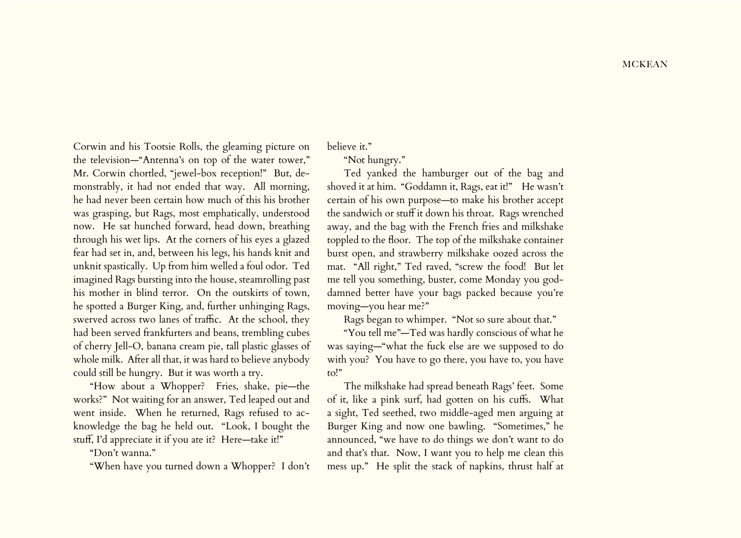Corwin and his Tootsie Rolls, the gleaming picture on the television—"Antenna's on top of the water tower," Mr. Corwin chortled, "jewel-box reception!" But, demonstrably, it had not ended that way. All morning, he had never been certain how much of this his brother was grasping, but Rags, most emphatically, understood now. He sat hunched forward, head down, breathing through his wet lips. At the corners of his eyes a glazed fear had set in, and, between his legs, his hands knit and unknit spastically. Up from him welled a foul odor. Ted imagined Rags bursting into the house, steamrolling past his mother in blind terror. On the outskirts of town, he spotted a Burger King, and, further unhinging Rags, swerved across two lanes of traffic. At the school, they had been served frankfurters and beans, trembling cubes of cherry Jell-O, banana cream pie, tall plastic glasses of whole milk. After all that, it was hard to believe anybody could still be hungry. But it was worth a try.

"How about a Whopper? Fries, shake, pie—the works?" Not waiting for an answer, Ted leaped out and went inside. When he returned, Rags refused to acknowledge the bag he held out. "Look, I bought the stuff, I'd appreciate it if you ate it? Here—take it!"

"Don't wanna."

"When have you turned down a Whopper? I don't believe it."

"Not hungry."

Ted yanked the hamburger out of the bag and shoved it at him. "Goddamn it, Rags, eat it!" He wasn't certain of his own purpose—to make his brother accept the sandwich or stuff it down his throat. Rags wrenched away, and the bag with the French fries and milkshake toppled to the floor. The top of the milkshake container burst open, and strawberry milkshake oozed across the mat. "All right," Ted raved, "screw the food! But let me tell you something, buster, come Monday you goddamned better have your bags packed because you're moving—you hear me?"

Rags began to whimper. "Not so sure about that."

"You tell me"—Ted was hardly conscious of what he was saying—"what the fuck else are we supposed to do with you? You have to go there, you have to, you have to!"

The milkshake had spread beneath Rags' feet. Some of it, like a pink surf, had gotten on his cuffs. What a sight, Ted seethed, two middle-aged men arguing at Burger King and now one bawling. "Sometimes," he announced, "we have to do things we don't want to do and that's that. Now, I want you to help me clean this mess up." He split the stack of napkins, thrust half at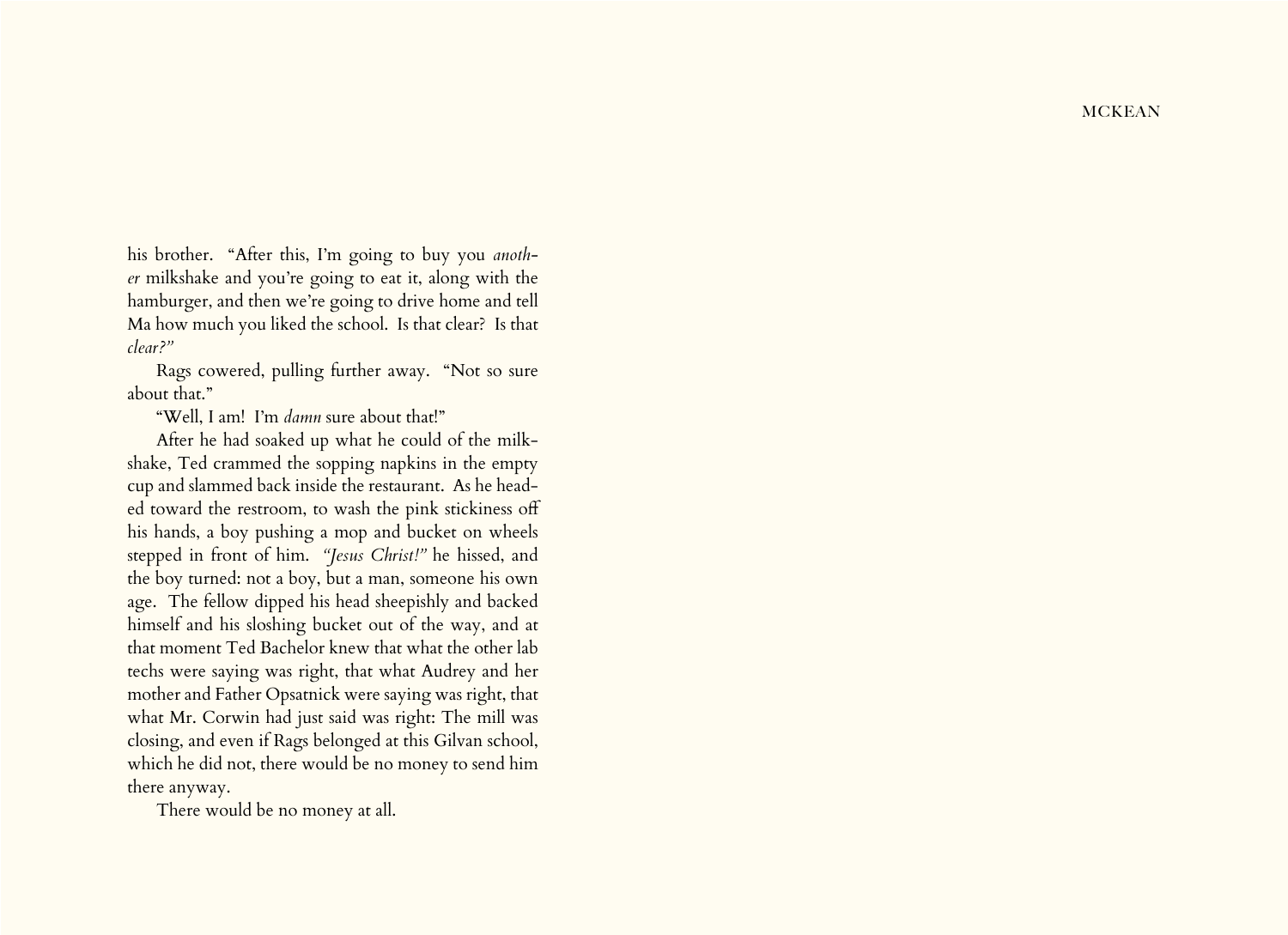his brother. "After this, I'm going to buy you *another* milkshake and you're going to eat it, along with the hamburger, and then we're going to drive home and tell Ma how much you liked the school. Is that clear? Is that *clear?"*

Rags cowered, pulling further away. "Not so sure about that."

"Well, I am! I'm *damn* sure about that!"

After he had soaked up what he could of the milkshake, Ted crammed the sopping napkins in the empty cup and slammed back inside the restaurant. As he headed toward the restroom, to wash the pink stickiness off his hands, a boy pushing a mop and bucket on wheels stepped in front of him. *"Jesus Christ!"* he hissed, and the boy turned: not a boy, but a man, someone his own age. The fellow dipped his head sheepishly and backed himself and his sloshing bucket out of the way, and at that moment Ted Bachelor knew that what the other lab techs were saying was right, that what Audrey and her mother and Father Opsatnick were saying was right, that what Mr. Corwin had just said was right: The mill was closing, and even if Rags belonged at this Gilvan school, which he did not, there would be no money to send him there anyway.

There would be no money at all.